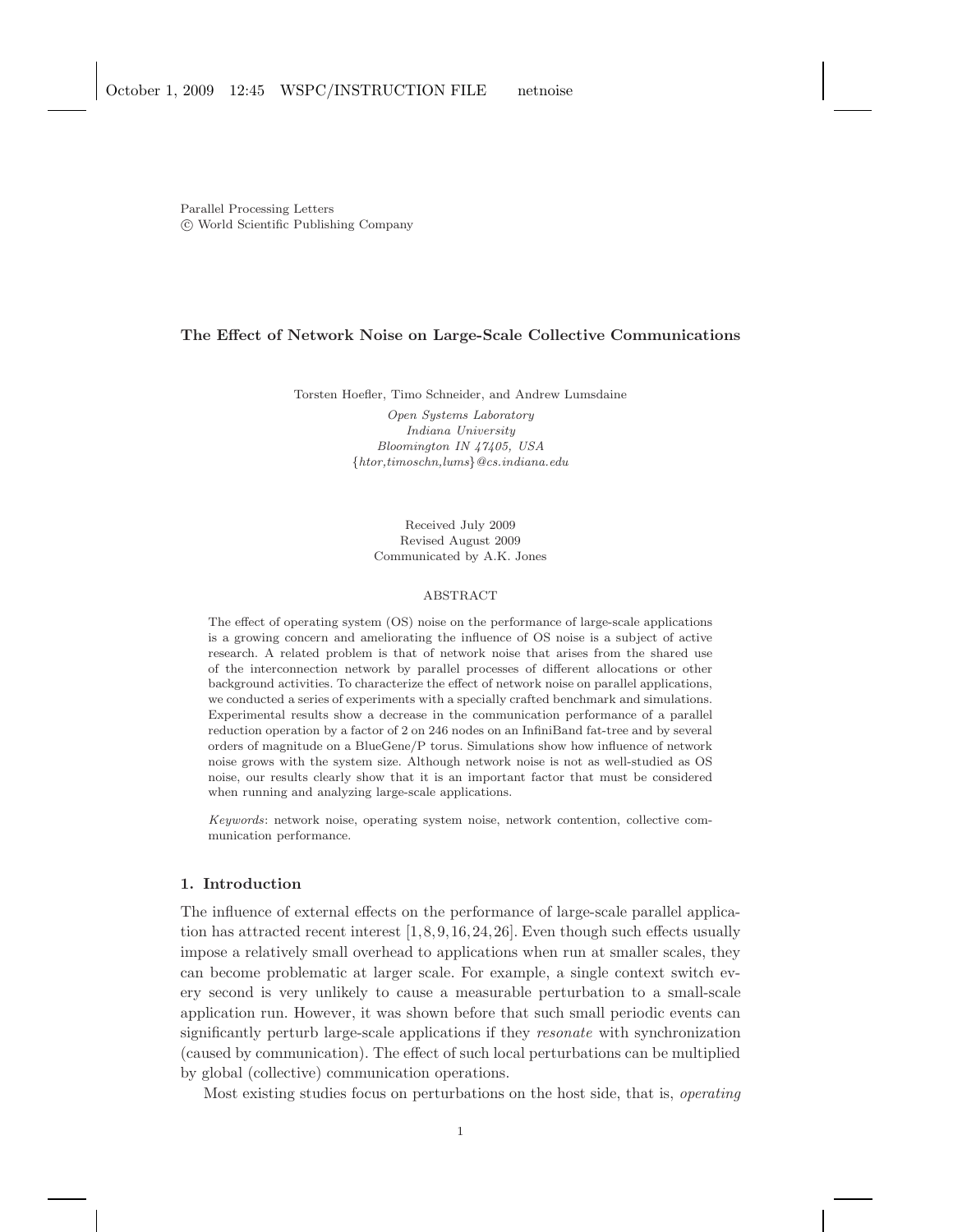Parallel Processing Letters
© World Scientific Publishing Company

# The Effect of Network Noise on Large-Scale Collective Communications

Torsten Hoefler, Timo Schneider, and Andrew Lumsdaine

*Open Systems Laboratory*
*Indiana University*
*Bloomington IN 47405, USA*
*{htor,timoschn,lums}@cs.indiana.edu*

Received July 2009
Revised August 2009
Communicated by A.K. Jones

## ABSTRACT

The effect of operating system (OS) noise on the performance of large-scale applications is a growing concern and ameliorating the influence of OS noise is a subject of active research. A related problem is that of network noise that arises from the shared use of the interconnection network by parallel processes of different allocations or other background activities. To characterize the effect of network noise on parallel applications, we conducted a series of experiments with a specially crafted benchmark and simulations. Experimental results show a decrease in the communication performance of a parallel reduction operation by a factor of 2 on 246 nodes on an InfiniBand fat-tree and by several orders of magnitude on a BlueGene/P torus. Simulations show how influence of network noise grows with the system size. Although network noise is not as well-studied as OS noise, our results clearly show that it is an important factor that must be considered when running and analyzing large-scale applications.

*Keywords*: network noise, operating system noise, network contention, collective communication performance.

## 1. Introduction

The influence of external effects on the performance of large-scale parallel application has attracted recent interest [1,8,9,16,24,26]. Even though such effects usually impose a relatively small overhead to applications when run at smaller scales, they can become problematic at larger scale. For example, a single context switch every second is very unlikely to cause a measurable perturbation to a small-scale application run. However, it was shown before that such small periodic events can significantly perturb large-scale applications if they *resonate* with synchronization (caused by communication). The effect of such local perturbations can be multiplied by global (collective) communication operations.

Most existing studies focus on perturbations on the host side, that is, *operating*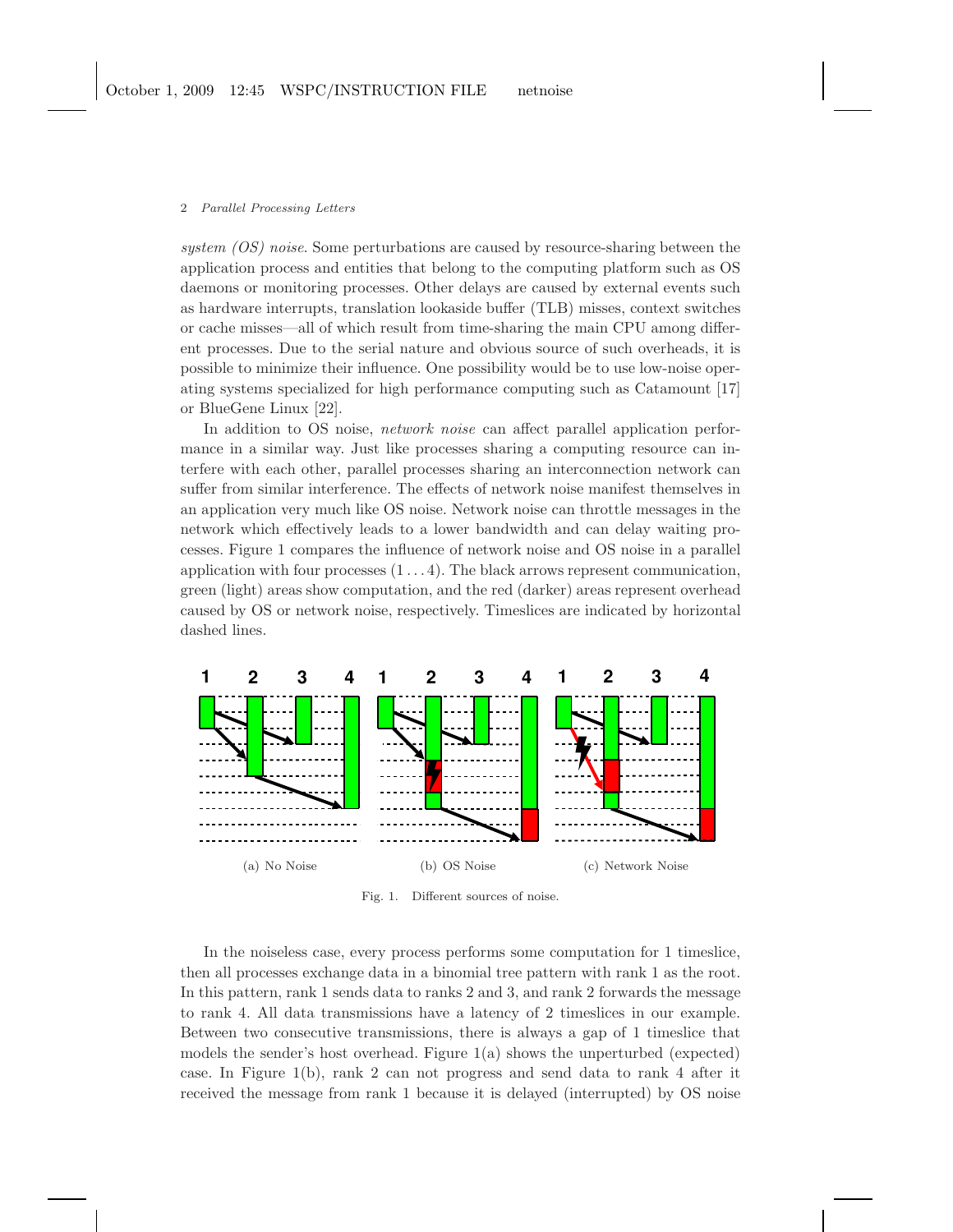*system (OS) noise*. Some perturbations are caused by resource-sharing between the application process and entities that belong to the computing platform such as OS daemons or monitoring processes. Other delays are caused by external events such as hardware interrupts, translation lookaside buffer (TLB) misses, context switches or cache misses—all of which result from time-sharing the main CPU among different processes. Due to the serial nature and obvious source of such overheads, it is possible to minimize their influence. One possibility would be to use low-noise operating systems specialized for high performance computing such as Catamount [17] or BlueGene Linux [22].

In addition to OS noise, *network noise* can affect parallel application performance in a similar way. Just like processes sharing a computing resource can interfere with each other, parallel processes sharing an interconnection network can suffer from similar interference. The effects of network noise manifest themselves in an application very much like OS noise. Network noise can throttle messages in the network which effectively leads to a lower bandwidth and can delay waiting processes. Figure 1 compares the influence of network noise and OS noise in a parallel application with four processes $(1 \ldots 4)$. The black arrows represent communication, green (light) areas show computation, and the red (darker) areas represent overhead caused by OS or network noise, respectively. Timeslices are indicated by horizontal dashed lines.

(a) No Noise (b) OS Noise (c) Network Noise

Fig. 1. Different sources of noise.

In the noiseless case, every process performs some computation for 1 timeslice, then all processes exchange data in a binomial tree pattern with rank 1 as the root. In this pattern, rank 1 sends data to ranks 2 and 3, and rank 2 forwards the message to rank 4. All data transmissions have a latency of 2 timeslices in our example. Between two consecutive transmissions, there is always a gap of 1 timeslice that models the sender's host overhead. Figure 1(a) shows the unperturbed (expected) case. In Figure 1(b), rank 2 can not progress and send data to rank 4 after it received the message from rank 1 because it is delayed (interrupted) by OS noise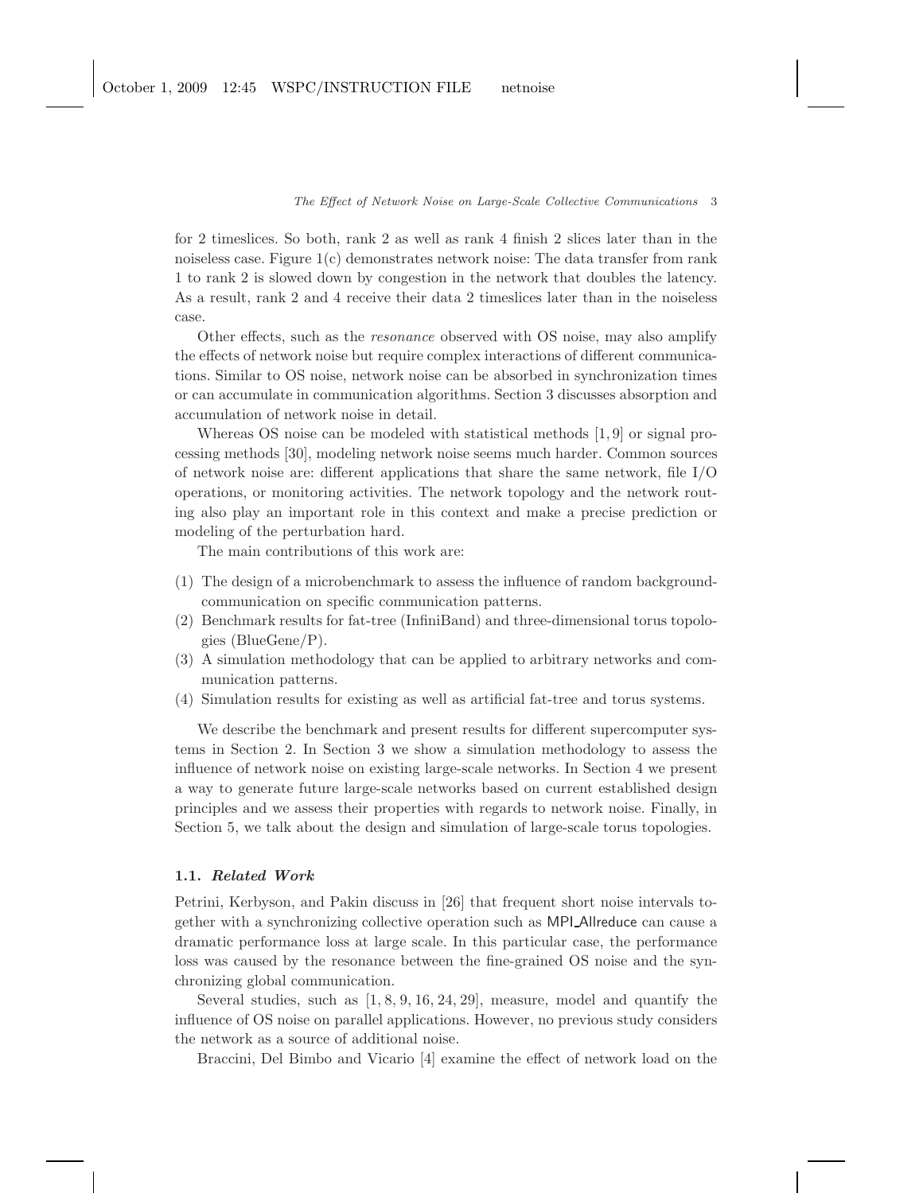for 2 timeslices. So both, rank 2 as well as rank 4 finish 2 slices later than in the noiseless case. Figure 1(c) demonstrates network noise: The data transfer from rank 1 to rank 2 is slowed down by congestion in the network that doubles the latency. As a result, rank 2 and 4 receive their data 2 timeslices later than in the noiseless case.

Other effects, such as the *resonance* observed with OS noise, may also amplify the effects of network noise but require complex interactions of different communications. Similar to OS noise, network noise can be absorbed in synchronization times or can accumulate in communication algorithms. Section 3 discusses absorption and accumulation of network noise in detail.

Whereas OS noise can be modeled with statistical methods [1, 9] or signal processing methods [30], modeling network noise seems much harder. Common sources of network noise are: different applications that share the same network, file I/O operations, or monitoring activities. The network topology and the network routing also play an important role in this context and make a precise prediction or modeling of the perturbation hard.

The main contributions of this work are:

(1) The design of a microbenchmark to assess the influence of random background-communication on specific communication patterns.
(2) Benchmark results for fat-tree (InfiniBand) and three-dimensional torus topologies (BlueGene/P).
(3) A simulation methodology that can be applied to arbitrary networks and communication patterns.
(4) Simulation results for existing as well as artificial fat-tree and torus systems.

We describe the benchmark and present results for different supercomputer systems in Section 2. In Section 3 we show a simulation methodology to assess the influence of network noise on existing large-scale networks. In Section 4 we present a way to generate future large-scale networks based on current established design principles and we assess their properties with regards to network noise. Finally, in Section 5, we talk about the design and simulation of large-scale torus topologies.

### 1.1. *Related Work*

Petrini, Kerbyson, and Pakin discuss in [26] that frequent short noise intervals together with a synchronizing collective operation such as MPI_Allreduce can cause a dramatic performance loss at large scale. In this particular case, the performance loss was caused by the resonance between the fine-grained OS noise and the synchronizing global communication.

Several studies, such as [1, 8, 9, 16, 24, 29], measure, model and quantify the influence of OS noise on parallel applications. However, no previous study considers the network as a source of additional noise.

Braccini, Del Bimbo and Vicario [4] examine the effect of network load on the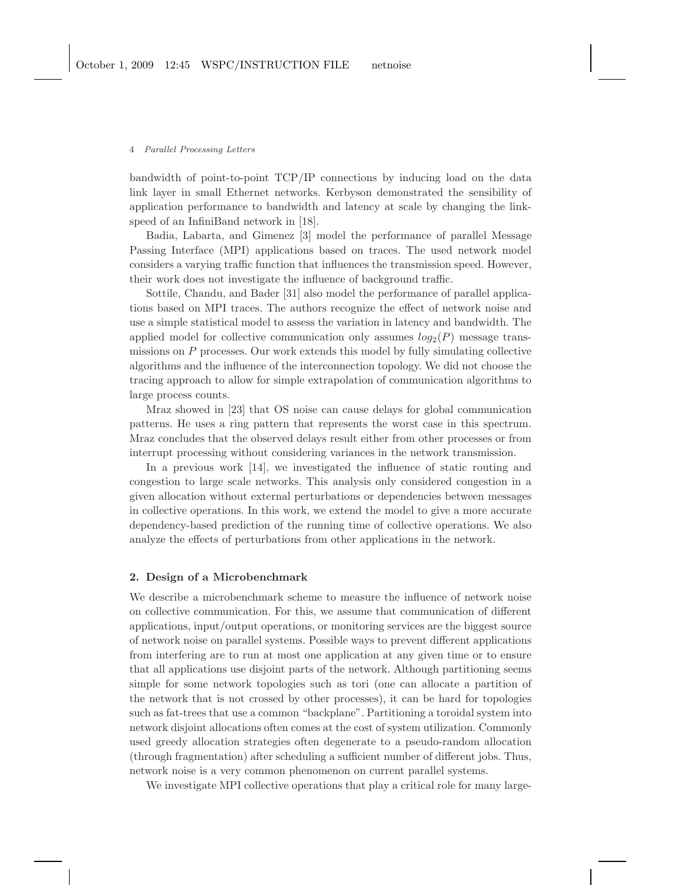bandwidth of point-to-point TCP/IP connections by inducing load on the data link layer in small Ethernet networks. Kerbyson demonstrated the sensibility of application performance to bandwidth and latency at scale by changing the link-speed of an InfiniBand network in [18].

Badia, Labarta, and Gimenez [3] model the performance of parallel Message Passing Interface (MPI) applications based on traces. The used network model considers a varying traffic function that influences the transmission speed. However, their work does not investigate the influence of background traffic.

Sottile, Chandu, and Bader [31] also model the performance of parallel applications based on MPI traces. The authors recognize the effect of network noise and use a simple statistical model to assess the variation in latency and bandwidth. The applied model for collective communication only assumes $log_2(P)$ message transmissions on $P$ processes. Our work extends this model by fully simulating collective algorithms and the influence of the interconnection topology. We did not choose the tracing approach to allow for simple extrapolation of communication algorithms to large process counts.

Mraz showed in [23] that OS noise can cause delays for global communication patterns. He uses a ring pattern that represents the worst case in this spectrum. Mraz concludes that the observed delays result either from other processes or from interrupt processing without considering variances in the network transmission.

In a previous work [14], we investigated the influence of static routing and congestion to large scale networks. This analysis only considered congestion in a given allocation without external perturbations or dependencies between messages in collective operations. In this work, we extend the model to give a more accurate dependency-based prediction of the running time of collective operations. We also analyze the effects of perturbations from other applications in the network.

## 2. Design of a Microbenchmark

We describe a microbenchmark scheme to measure the influence of network noise on collective communication. For this, we assume that communication of different applications, input/output operations, or monitoring services are the biggest source of network noise on parallel systems. Possible ways to prevent different applications from interfering are to run at most one application at any given time or to ensure that all applications use disjoint parts of the network. Although partitioning seems simple for some network topologies such as tori (one can allocate a partition of the network that is not crossed by other processes), it can be hard for topologies such as fat-trees that use a common "backplane". Partitioning a toroidal system into network disjoint allocations often comes at the cost of system utilization. Commonly used greedy allocation strategies often degenerate to a pseudo-random allocation (through fragmentation) after scheduling a sufficient number of different jobs. Thus, network noise is a very common phenomenon on current parallel systems.

We investigate MPI collective operations that play a critical role for many large-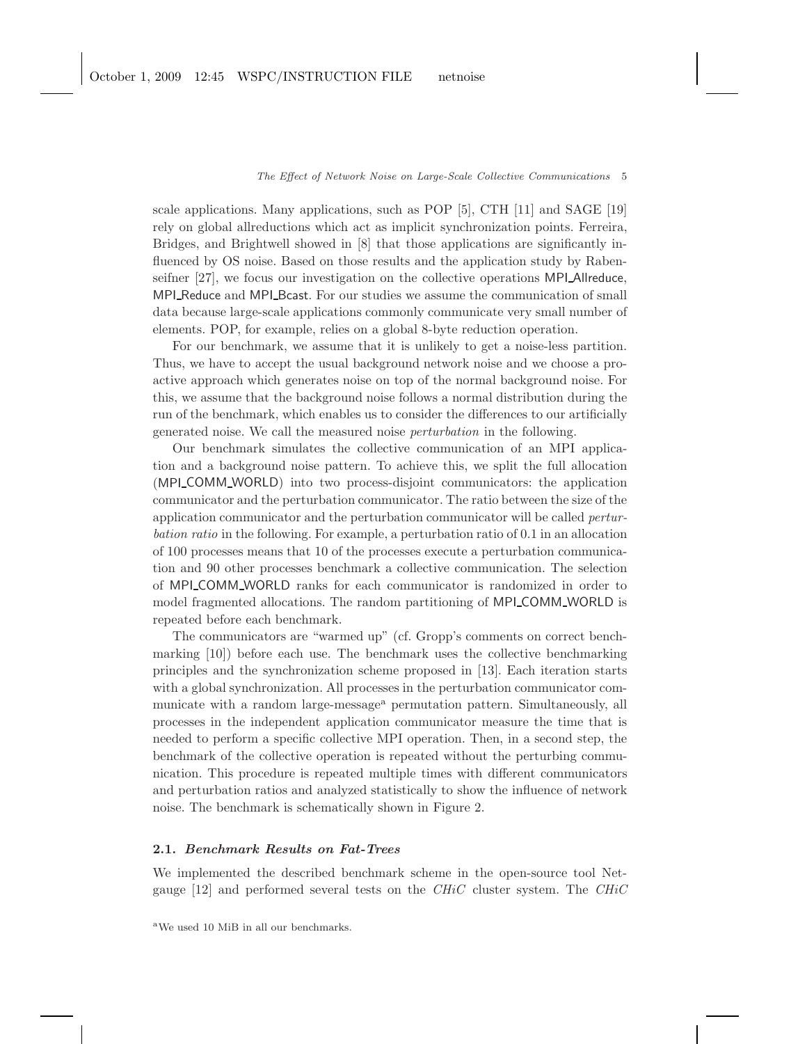scale applications. Many applications, such as POP [5], CTH [11] and SAGE [19] rely on global allreductions which act as implicit synchronization points. Ferreira, Bridges, and Brightwell showed in [8] that those applications are significantly influenced by OS noise. Based on those results and the application study by Rabenseifner [27], we focus our investigation on the collective operations MPI_Allreduce, MPI_Reduce and MPI_Bcast. For our studies we assume the communication of small data because large-scale applications commonly communicate very small number of elements. POP, for example, relies on a global 8-byte reduction operation.

For our benchmark, we assume that it is unlikely to get a noise-less partition. Thus, we have to accept the usual background network noise and we choose a proactive approach which generates noise on top of the normal background noise. For this, we assume that the background noise follows a normal distribution during the run of the benchmark, which enables us to consider the differences to our artificially generated noise. We call the measured noise *perturbation* in the following.

Our benchmark simulates the collective communication of an MPI application and a background noise pattern. To achieve this, we split the full allocation (MPI_COMM_WORLD) into two process-disjoint communicators: the application communicator and the perturbation communicator. The ratio between the size of the application communicator and the perturbation communicator will be called *perturbation ratio* in the following. For example, a perturbation ratio of 0.1 in an allocation of 100 processes means that 10 of the processes execute a perturbation communication and 90 other processes benchmark a collective communication. The selection of MPI_COMM_WORLD ranks for each communicator is randomized in order to model fragmented allocations. The random partitioning of MPI_COMM_WORLD is repeated before each benchmark.

The communicators are "warmed up" (cf. Gropp's comments on correct benchmarking [10]) before each use. The benchmark uses the collective benchmarking principles and the synchronization scheme proposed in [13]. Each iteration starts with a global synchronization. All processes in the perturbation communicator communicate with a random large-message[a] permutation pattern. Simultaneously, all processes in the independent application communicator measure the time that is needed to perform a specific collective MPI operation. Then, in a second step, the benchmark of the collective operation is repeated without the perturbing communication. This procedure is repeated multiple times with different communicators and perturbation ratios and analyzed statistically to show the influence of network noise. The benchmark is schematically shown in Figure 2.

## 2.1. *Benchmark Results on Fat-Trees*

We implemented the described benchmark scheme in the open-source tool Netgauge [12] and performed several tests on the *CHiC* cluster system. The *CHiC*

[a] We used 10 MiB in all our benchmarks.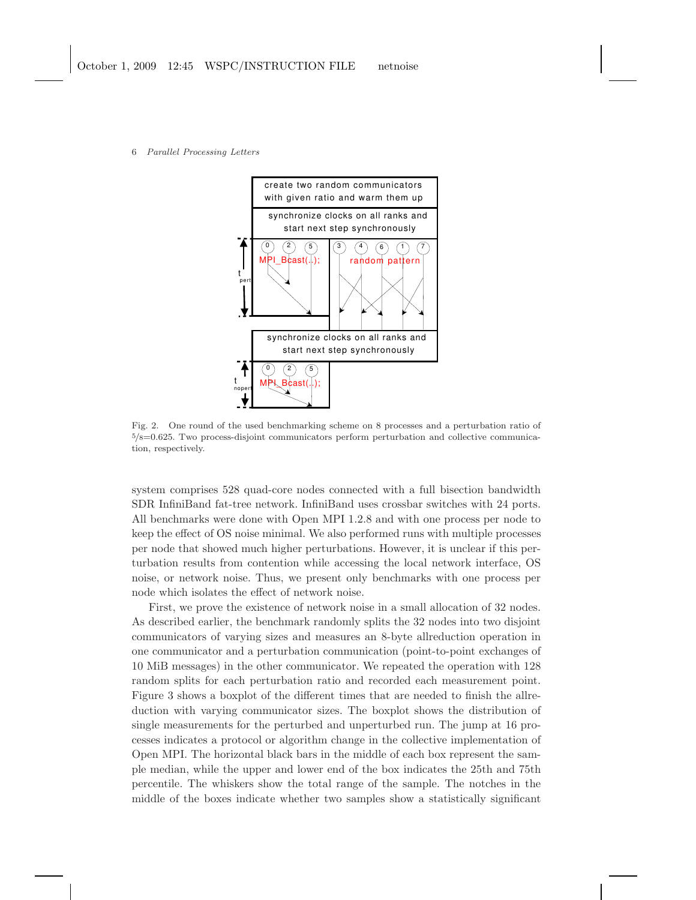Fig. 2. One round of the used benchmarking scheme on 8 processes and a perturbation ratio of $5/8$=0.625. Two process-disjoint communicators perform perturbation and collective communication, respectively.

system comprises 528 quad-core nodes connected with a full bisection bandwidth SDR InfiniBand fat-tree network. InfiniBand uses crossbar switches with 24 ports. All benchmarks were done with Open MPI 1.2.8 and with one process per node to keep the effect of OS noise minimal. We also performed runs with multiple processes per node that showed much higher perturbations. However, it is unclear if this perturbation results from contention while accessing the local network interface, OS noise, or network noise. Thus, we present only benchmarks with one process per node which isolates the effect of network noise.

First, we prove the existence of network noise in a small allocation of 32 nodes. As described earlier, the benchmark randomly splits the 32 nodes into two disjoint communicators of varying sizes and measures an 8-byte allreduction operation in one communicator and a perturbation communication (point-to-point exchanges of 10 MiB messages) in the other communicator. We repeated the operation with 128 random splits for each perturbation ratio and recorded each measurement point. Figure 3 shows a boxplot of the different times that are needed to finish the allreduction with varying communicator sizes. The boxplot shows the distribution of single measurements for the perturbed and unperturbed run. The jump at 16 processes indicates a protocol or algorithm change in the collective implementation of Open MPI. The horizontal black bars in the middle of each box represent the sample median, while the upper and lower end of the box indicates the 25th and 75th percentile. The whiskers show the total range of the sample. The notches in the middle of the boxes indicate whether two samples show a statistically significant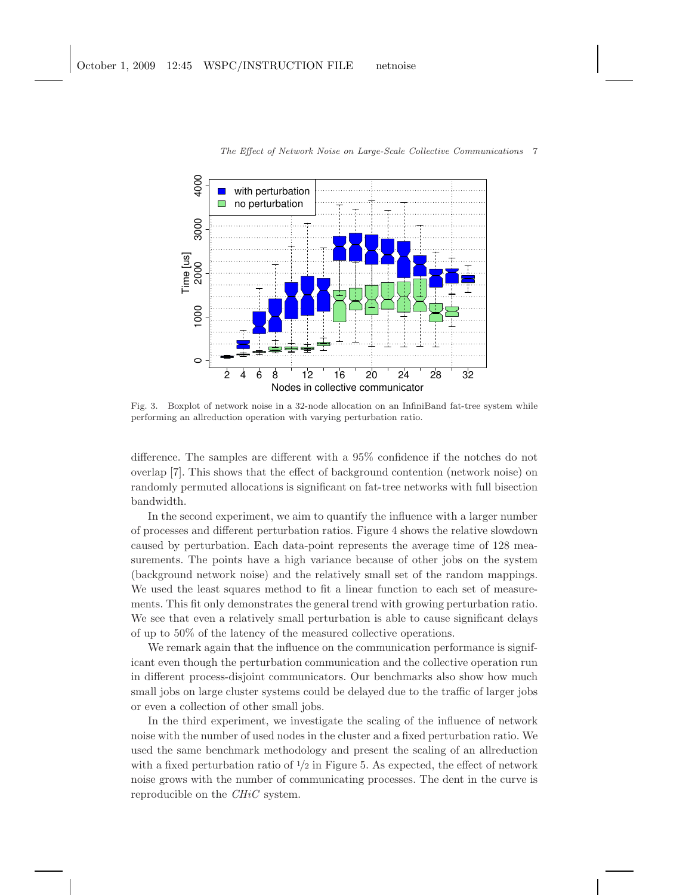Fig. 3. Boxplot of network noise in a 32-node allocation on an InfiniBand fat-tree system while performing an allreduction operation with varying perturbation ratio.

difference. The samples are different with a 95% confidence if the notches do not overlap [7]. This shows that the effect of background contention (network noise) on randomly permuted allocations is significant on fat-tree networks with full bisection bandwidth.

In the second experiment, we aim to quantify the influence with a larger number of processes and different perturbation ratios. Figure 4 shows the relative slowdown caused by perturbation. Each data-point represents the average time of 128 measurements. The points have a high variance because of other jobs on the system (background network noise) and the relatively small set of the random mappings. We used the least squares method to fit a linear function to each set of measurements. This fit only demonstrates the general trend with growing perturbation ratio. We see that even a relatively small perturbation is able to cause significant delays of up to 50% of the latency of the measured collective operations.

We remark again that the influence on the communication performance is significant even though the perturbation communication and the collective operation run in different process-disjoint communicators. Our benchmarks also show how much small jobs on large cluster systems could be delayed due to the traffic of larger jobs or even a collection of other small jobs.

In the third experiment, we investigate the scaling of the influence of network noise with the number of used nodes in the cluster and a fixed perturbation ratio. We used the same benchmark methodology and present the scaling of an allreduction with a fixed perturbation ratio of $1/2$ in Figure 5. As expected, the effect of network noise grows with the number of communicating processes. The dent in the curve is reproducible on the *CHiC* system.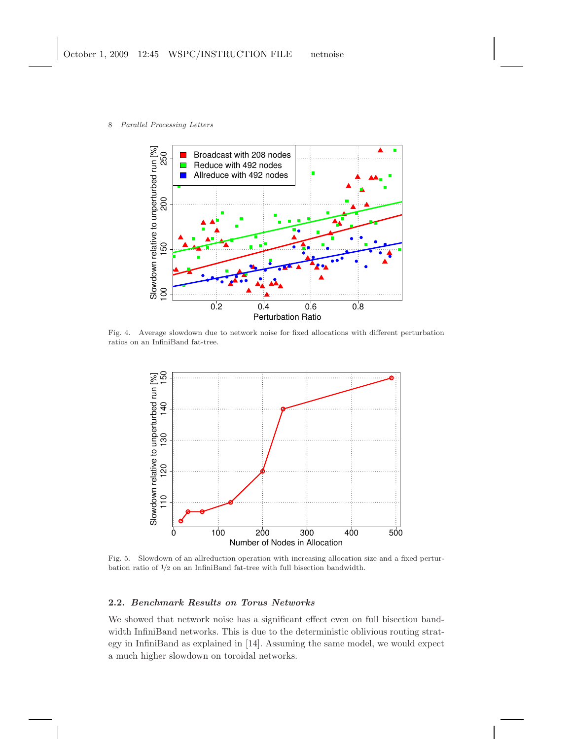Fig. 4. Average slowdown due to network noise for fixed allocations with different perturbation ratios on an InfiniBand fat-tree.

Fig. 5. Slowdown of an allreduction operation with increasing allocation size and a fixed perturbation ratio of 1/2 on an InfiniBand fat-tree with full bisection bandwidth.

### 2.2. *Benchmark Results on Torus Networks*

We showed that network noise has a significant effect even on full bisection bandwidth InfiniBand networks. This is due to the deterministic oblivious routing strategy in InfiniBand as explained in [14]. Assuming the same model, we would expect a much higher slowdown on toroidal networks.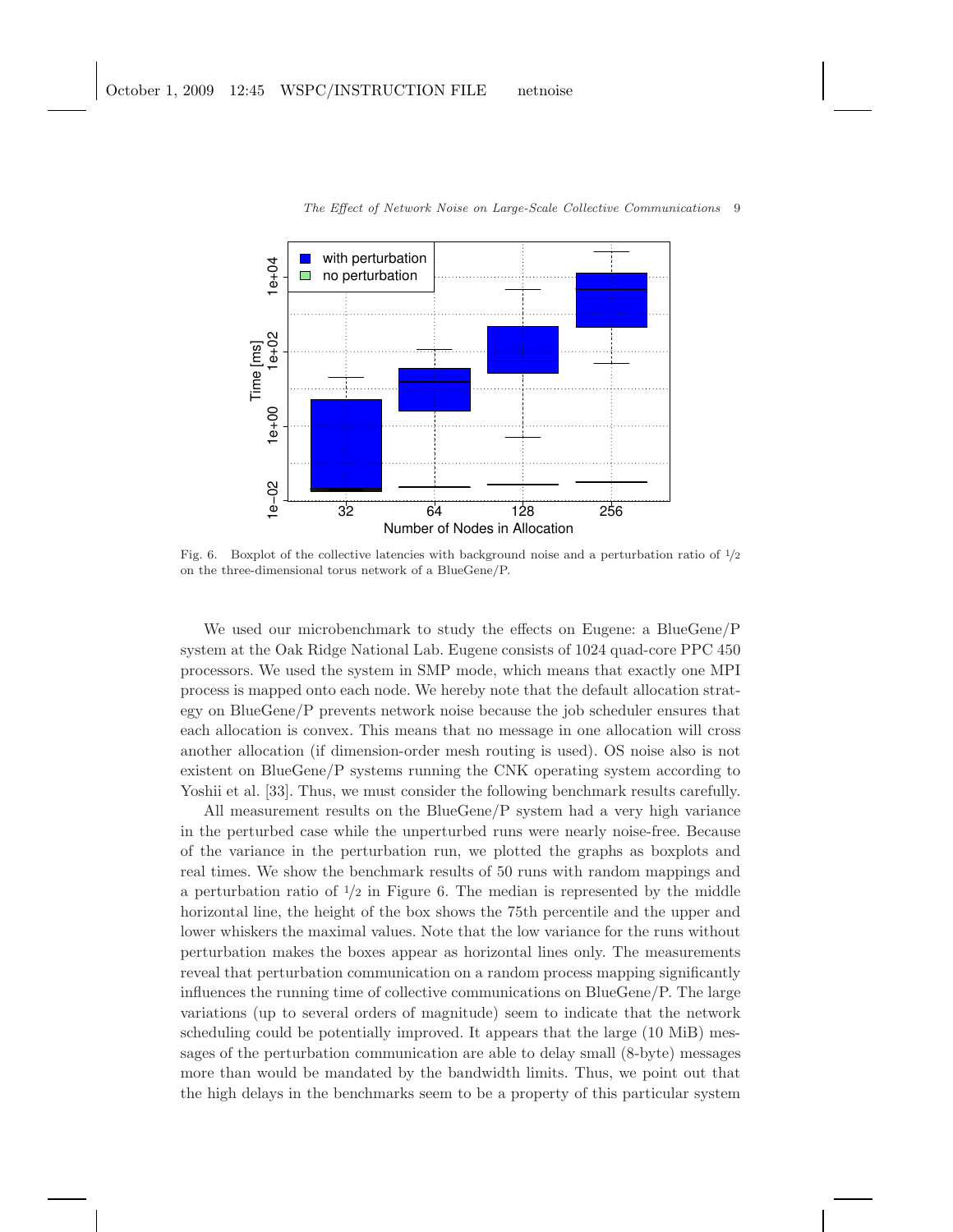Fig. 6. Boxplot of the collective latencies with background noise and a perturbation ratio of $1/2$ on the three-dimensional torus network of a BlueGene/P.

We used our microbenchmark to study the effects on Eugene: a BlueGene/P system at the Oak Ridge National Lab. Eugene consists of 1024 quad-core PPC 450 processors. We used the system in SMP mode, which means that exactly one MPI process is mapped onto each node. We hereby note that the default allocation strategy on BlueGene/P prevents network noise because the job scheduler ensures that each allocation is convex. This means that no message in one allocation will cross another allocation (if dimension-order mesh routing is used). OS noise also is not existent on BlueGene/P systems running the CNK operating system according to Yoshii et al. [33]. Thus, we must consider the following benchmark results carefully.

All measurement results on the BlueGene/P system had a very high variance in the perturbed case while the unperturbed runs were nearly noise-free. Because of the variance in the perturbation run, we plotted the graphs as boxplots and real times. We show the benchmark results of 50 runs with random mappings and a perturbation ratio of $1/2$ in Figure 6. The median is represented by the middle horizontal line, the height of the box shows the 75th percentile and the upper and lower whiskers the maximal values. Note that the low variance for the runs without perturbation makes the boxes appear as horizontal lines only. The measurements reveal that perturbation communication on a random process mapping significantly influences the running time of collective communications on BlueGene/P. The large variations (up to several orders of magnitude) seem to indicate that the network scheduling could be potentially improved. It appears that the large (10 MiB) messages of the perturbation communication are able to delay small (8-byte) messages more than would be mandated by the bandwidth limits. Thus, we point out that the high delays in the benchmarks seem to be a property of this particular system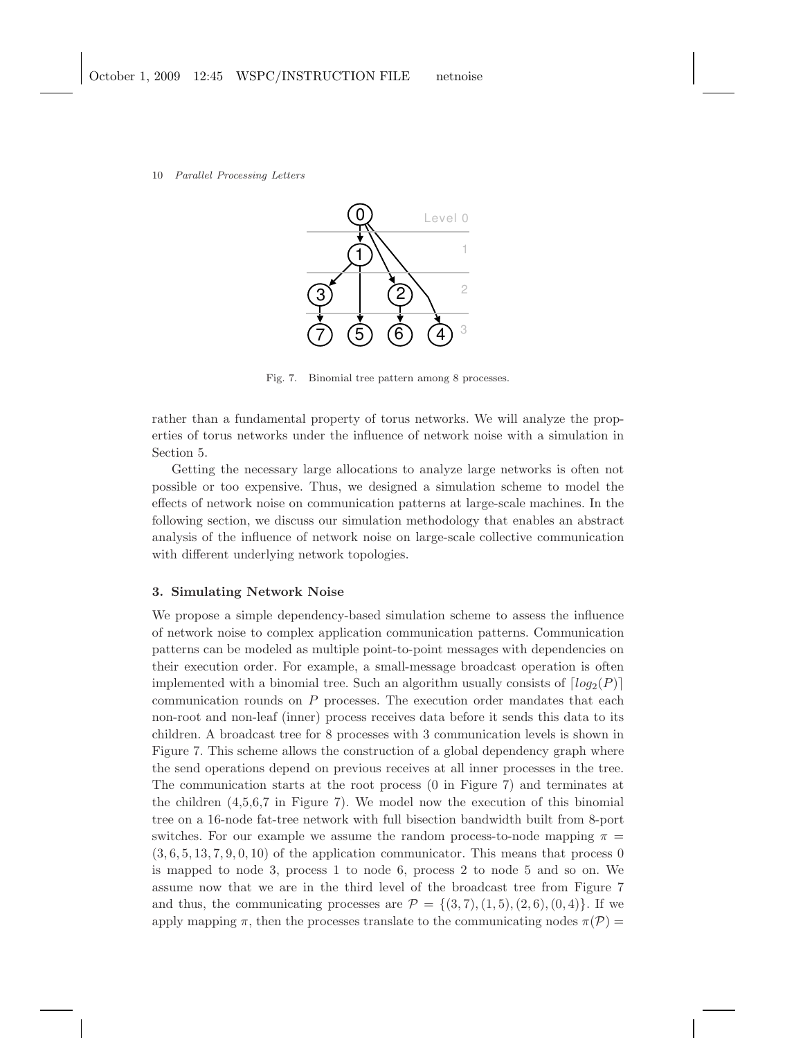Fig. 7. Binomial tree pattern among 8 processes.

rather than a fundamental property of torus networks. We will analyze the properties of torus networks under the influence of network noise with a simulation in Section 5.

Getting the necessary large allocations to analyze large networks is often not possible or too expensive. Thus, we designed a simulation scheme to model the effects of network noise on communication patterns at large-scale machines. In the following section, we discuss our simulation methodology that enables an abstract analysis of the influence of network noise on large-scale collective communication with different underlying network topologies.

## 3. Simulating Network Noise

We propose a simple dependency-based simulation scheme to assess the influence of network noise to complex application communication patterns. Communication patterns can be modeled as multiple point-to-point messages with dependencies on their execution order. For example, a small-message broadcast operation is often implemented with a binomial tree. Such an algorithm usually consists of $\lceil log_2(P) \rceil$ communication rounds on $P$ processes. The execution order mandates that each non-root and non-leaf (inner) process receives data before it sends this data to its children. A broadcast tree for 8 processes with 3 communication levels is shown in Figure 7. This scheme allows the construction of a global dependency graph where the send operations depend on previous receives at all inner processes in the tree. The communication starts at the root process (0 in Figure 7) and terminates at the children (4,5,6,7 in Figure 7). We model now the execution of this binomial tree on a 16-node fat-tree network with full bisection bandwidth built from 8-port switches. For our example we assume the random process-to-node mapping $\pi = (3, 6, 5, 13, 7, 9, 0, 10)$ of the application communicator. This means that process 0 is mapped to node 3, process 1 to node 6, process 2 to node 5 and so on. We assume now that we are in the third level of the broadcast tree from Figure 7 and thus, the communicating processes are $\mathcal{P} = \{(3, 7), (1, 5), (2, 6), (0, 4)\}$. If we apply mapping $\pi$, then the processes translate to the communicating nodes $\pi(\mathcal{P}) =$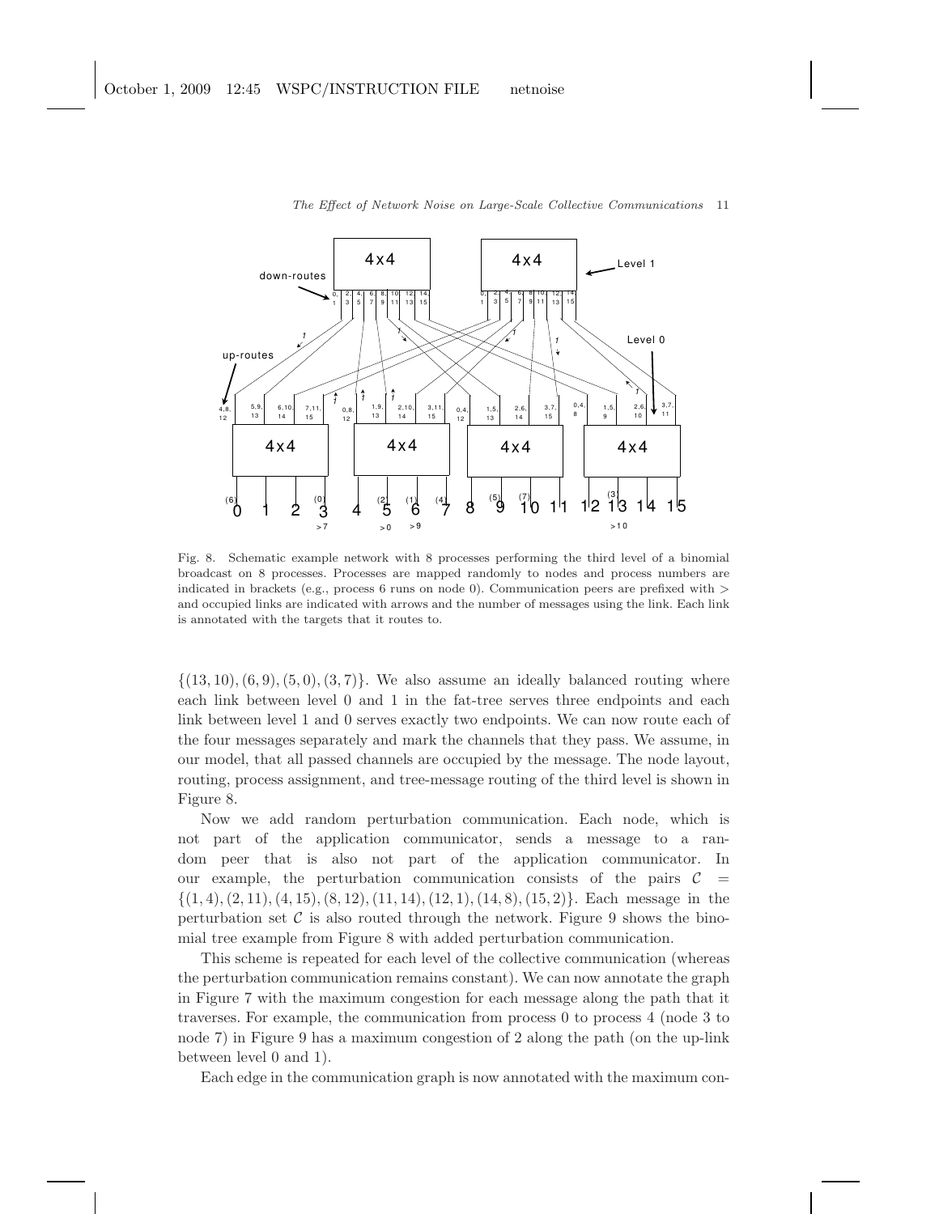Fig. 8. Schematic example network with 8 processes performing the third level of a binomial broadcast on 8 processes. Processes are mapped randomly to nodes and process numbers are indicated in brackets (e.g., process 6 runs on node 0). Communication peers are prefixed with > and occupied links are indicated with arrows and the number of messages using the link. Each link is annotated with the targets that it routes to.

$\{(13, 10), (6, 9), (5, 0), (3, 7)\}$. We also assume an ideally balanced routing where each link between level 0 and 1 in the fat-tree serves three endpoints and each link between level 1 and 0 serves exactly two endpoints. We can now route each of the four messages separately and mark the channels that they pass. We assume, in our model, that all passed channels are occupied by the message. The node layout, routing, process assignment, and tree-message routing of the third level is shown in Figure 8.

Now we add random perturbation communication. Each node, which is not part of the application communicator, sends a message to a random peer that is also not part of the application communicator. In our example, the perturbation communication consists of the pairs $\mathcal{C} = \{(1, 4), (2, 11), (4, 15), (8, 12), (11, 14), (12, 1), (14, 8), (15, 2)\}$. Each message in the perturbation set $\mathcal{C}$ is also routed through the network. Figure 9 shows the binomial tree example from Figure 8 with added perturbation communication.

This scheme is repeated for each level of the collective communication (whereas the perturbation communication remains constant). We can now annotate the graph in Figure 7 with the maximum congestion for each message along the path that it traverses. For example, the communication from process 0 to process 4 (node 3 to node 7) in Figure 9 has a maximum congestion of 2 along the path (on the up-link between level 0 and 1).

Each edge in the communication graph is now annotated with the maximum con-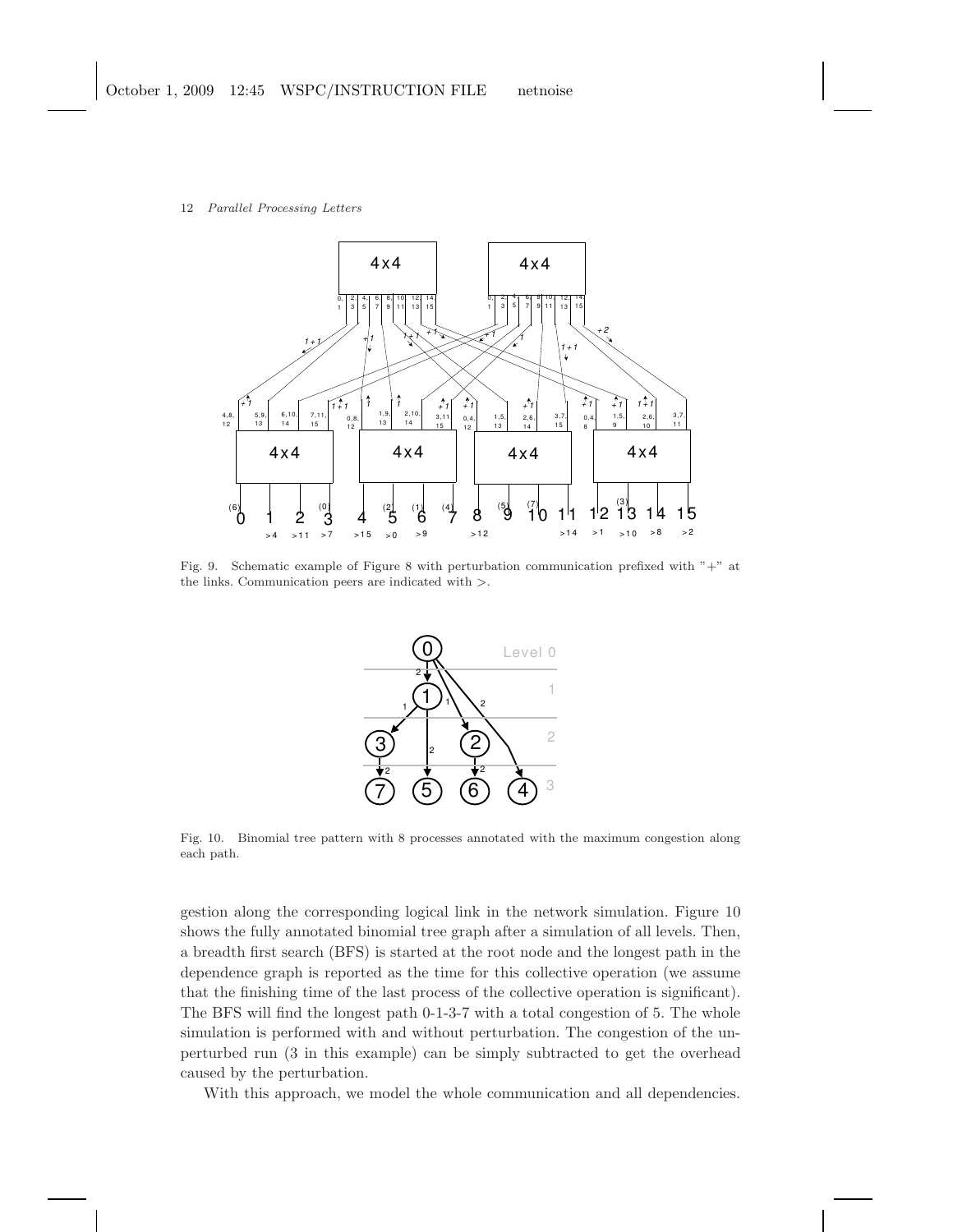Fig. 9. Schematic example of Figure 8 with perturbation communication prefixed with "+" at the links. Communication peers are indicated with >.

Fig. 10. Binomial tree pattern with 8 processes annotated with the maximum congestion along each path.

gestion along the corresponding logical link in the network simulation. Figure 10 shows the fully annotated binomial tree graph after a simulation of all levels. Then, a breadth first search (BFS) is started at the root node and the longest path in the dependence graph is reported as the time for this collective operation (we assume that the finishing time of the last process of the collective operation is significant). The BFS will find the longest path 0-1-3-7 with a total congestion of 5. The whole simulation is performed with and without perturbation. The congestion of the unperturbed run (3 in this example) can be simply subtracted to get the overhead caused by the perturbation.

With this approach, we model the whole communication and all dependencies.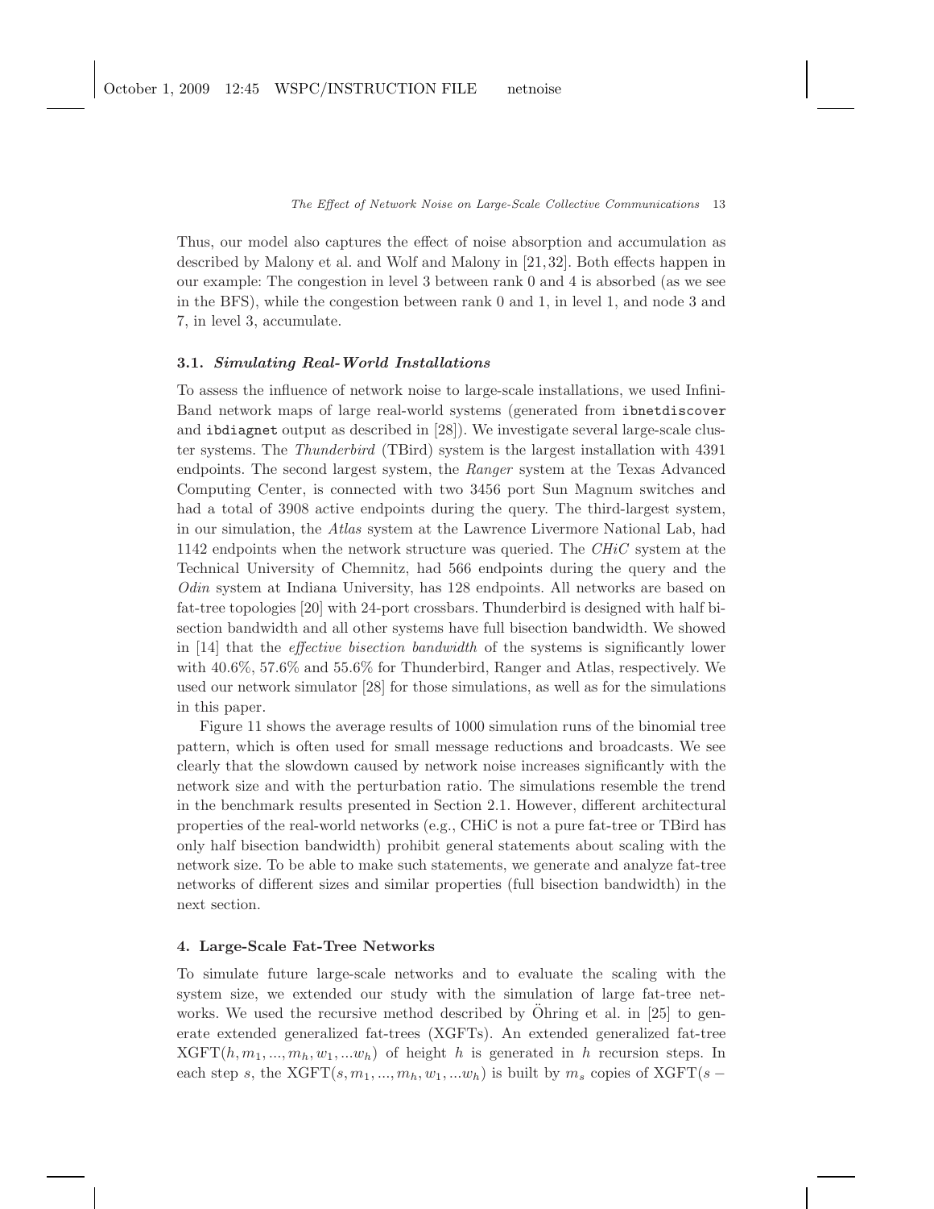Thus, our model also captures the effect of noise absorption and accumulation as described by Malony et al. and Wolf and Malony in [21, 32]. Both effects happen in our example: The congestion in level 3 between rank 0 and 4 is absorbed (as we see in the BFS), while the congestion between rank 0 and 1, in level 1, and node 3 and 7, in level 3, accumulate.

### 3.1. *Simulating Real-World Installations*

To assess the influence of network noise to large-scale installations, we used InfiniBand network maps of large real-world systems (generated from `ibnetdiscover` and `ibdiagnet` output as described in [28]). We investigate several large-scale cluster systems. The *Thunderbird* (TBird) system is the largest installation with 4391 endpoints. The second largest system, the *Ranger* system at the Texas Advanced Computing Center, is connected with two 3456 port Sun Magnum switches and had a total of 3908 active endpoints during the query. The third-largest system, in our simulation, the *Atlas* system at the Lawrence Livermore National Lab, had 1142 endpoints when the network structure was queried. The *CHiC* system at the Technical University of Chemnitz, had 566 endpoints during the query and the *Odin* system at Indiana University, has 128 endpoints. All networks are based on fat-tree topologies [20] with 24-port crossbars. Thunderbird is designed with half bisection bandwidth and all other systems have full bisection bandwidth. We showed in [14] that the *effective bisection bandwidth* of the systems is significantly lower with 40.6%, 57.6% and 55.6% for Thunderbird, Ranger and Atlas, respectively. We used our network simulator [28] for those simulations, as well as for the simulations in this paper.

Figure 11 shows the average results of 1000 simulation runs of the binomial tree pattern, which is often used for small message reductions and broadcasts. We see clearly that the slowdown caused by network noise increases significantly with the network size and with the perturbation ratio. The simulations resemble the trend in the benchmark results presented in Section 2.1. However, different architectural properties of the real-world networks (e.g., CHiC is not a pure fat-tree or TBird has only half bisection bandwidth) prohibit general statements about scaling with the network size. To be able to make such statements, we generate and analyze fat-tree networks of different sizes and similar properties (full bisection bandwidth) in the next section.

## 4. Large-Scale Fat-Tree Networks

To simulate future large-scale networks and to evaluate the scaling with the system size, we extended our study with the simulation of large fat-tree networks. We used the recursive method described by Öhring et al. in [25] to generate extended generalized fat-trees (XGFTs). An extended generalized fat-tree $\text{XGFT}(h, m_1, ..., m_h, w_1, ...w_h)$ of height $h$ is generated in $h$ recursion steps. In each step $s$, the $\text{XGFT}(s, m_1, ..., m_h, w_1, ...w_h)$ is built by $m_s$ copies of $\text{XGFT}(s -$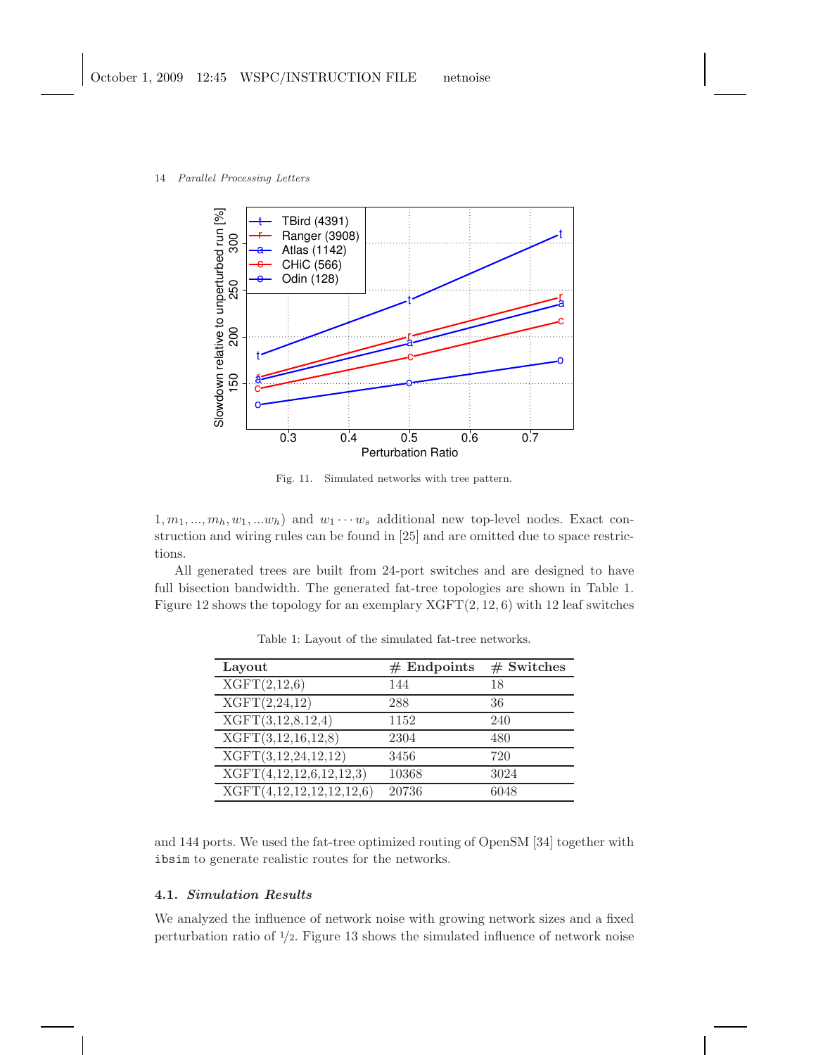Fig. 11. Simulated networks with tree pattern.

$1, m_1, ..., m_h, w_1, ...w_h)$ and $w_1 \cdots w_s$ additional new top-level nodes. Exact construction and wiring rules can be found in [25] and are omitted due to space restrictions.

All generated trees are built from 24-port switches and are designed to have full bisection bandwidth. The generated fat-tree topologies are shown in Table 1. Figure 12 shows the topology for an exemplary XGFT(2, 12, 6) with 12 leaf switches and 144 ports. We used the fat-tree optimized routing of OpenSM [34] together with `ibsim` to generate realistic routes for the networks.

Table 1: Layout of the simulated fat-tree networks.

| Layout | # Endpoints | # Switches |
|---|---|---|
| XGFT(2,12,6) | 144 | 18 |
| XGFT(2,24,12) | 288 | 36 |
| XGFT(3,12,8,12,4) | 1152 | 240 |
| XGFT(3,12,16,12,8) | 2304 | 480 |
| XGFT(3,12,24,12,12) | 3456 | 720 |
| XGFT(4,12,12,6,12,12,3) | 10368 | 3024 |
| XGFT(4,12,12,12,12,12,6) | 20736 | 6048 |

### 4.1. *Simulation Results*

We analyzed the influence of network noise with growing network sizes and a fixed perturbation ratio of $1/2$. Figure 13 shows the simulated influence of network noise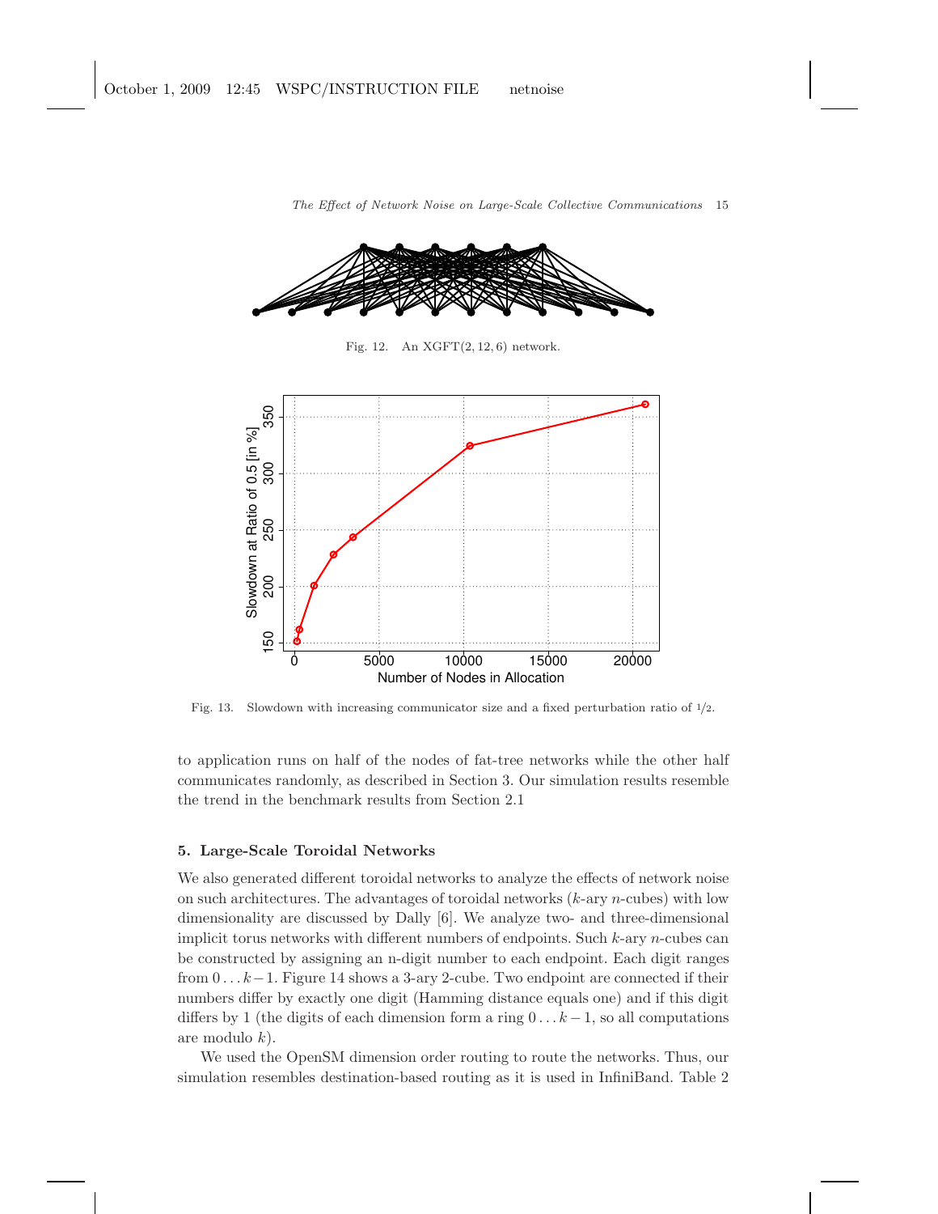Fig. 12. An XGFT(2, 12, 6) network.

Fig. 13. Slowdown with increasing communicator size and a fixed perturbation ratio of 1/2.

to application runs on half of the nodes of fat-tree networks while the other half communicates randomly, as described in Section 3. Our simulation results resemble the trend in the benchmark results from Section 2.1

## 5. Large-Scale Toroidal Networks

We also generated different toroidal networks to analyze the effects of network noise on such architectures. The advantages of toroidal networks ($k$-ary $n$-cubes) with low dimensionality are discussed by Dally [6]. We analyze two- and three-dimensional implicit torus networks with different numbers of endpoints. Such $k$-ary $n$-cubes can be constructed by assigning an n-digit number to each endpoint. Each digit ranges from $0 \ldots k-1$. Figure 14 shows a 3-ary 2-cube. Two endpoint are connected if their numbers differ by exactly one digit (Hamming distance equals one) and if this digit differs by 1 (the digits of each dimension form a ring $0 \ldots k-1$, so all computations are modulo $k$).

We used the OpenSM dimension order routing to route the networks. Thus, our simulation resembles destination-based routing as it is used in InfiniBand. Table 2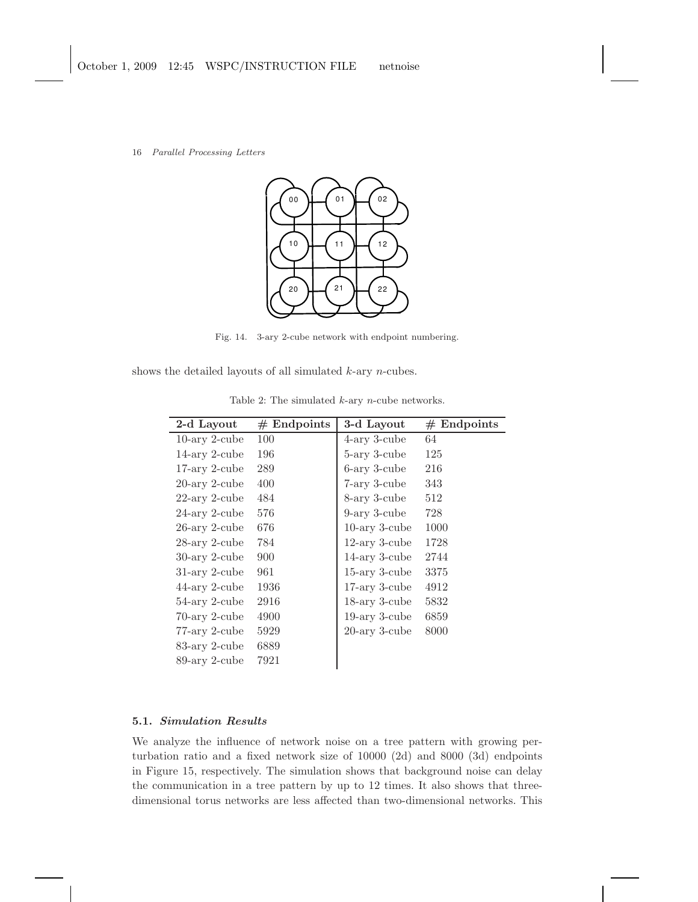Fig. 14. 3-ary 2-cube network with endpoint numbering.

shows the detailed layouts of all simulated $k$-ary $n$-cubes.

Table 2: The simulated $k$-ary $n$-cube networks.

| 2-d Layout | # Endpoints | 3-d Layout | # Endpoints |
|---|---|---|---|
| 10-ary 2-cube | 100 | 4-ary 3-cube | 64 |
| 14-ary 2-cube | 196 | 5-ary 3-cube | 125 |
| 17-ary 2-cube | 289 | 6-ary 3-cube | 216 |
| 20-ary 2-cube | 400 | 7-ary 3-cube | 343 |
| 22-ary 2-cube | 484 | 8-ary 3-cube | 512 |
| 24-ary 2-cube | 576 | 9-ary 3-cube | 728 |
| 26-ary 2-cube | 676 | 10-ary 3-cube | 1000 |
| 28-ary 2-cube | 784 | 12-ary 3-cube | 1728 |
| 30-ary 2-cube | 900 | 14-ary 3-cube | 2744 |
| 31-ary 2-cube | 961 | 15-ary 3-cube | 3375 |
| 44-ary 2-cube | 1936 | 17-ary 3-cube | 4912 |
| 54-ary 2-cube | 2916 | 18-ary 3-cube | 5832 |
| 70-ary 2-cube | 4900 | 19-ary 3-cube | 6859 |
| 77-ary 2-cube | 5929 | 20-ary 3-cube | 8000 |
| 83-ary 2-cube | 6889 | | |
| 89-ary 2-cube | 7921 | | |

### 5.1. *Simulation Results*

We analyze the influence of network noise on a tree pattern with growing perturbation ratio and a fixed network size of 10000 (2d) and 8000 (3d) endpoints in Figure 15, respectively. The simulation shows that background noise can delay the communication in a tree pattern by up to 12 times. It also shows that three-dimensional torus networks are less affected than two-dimensional networks. This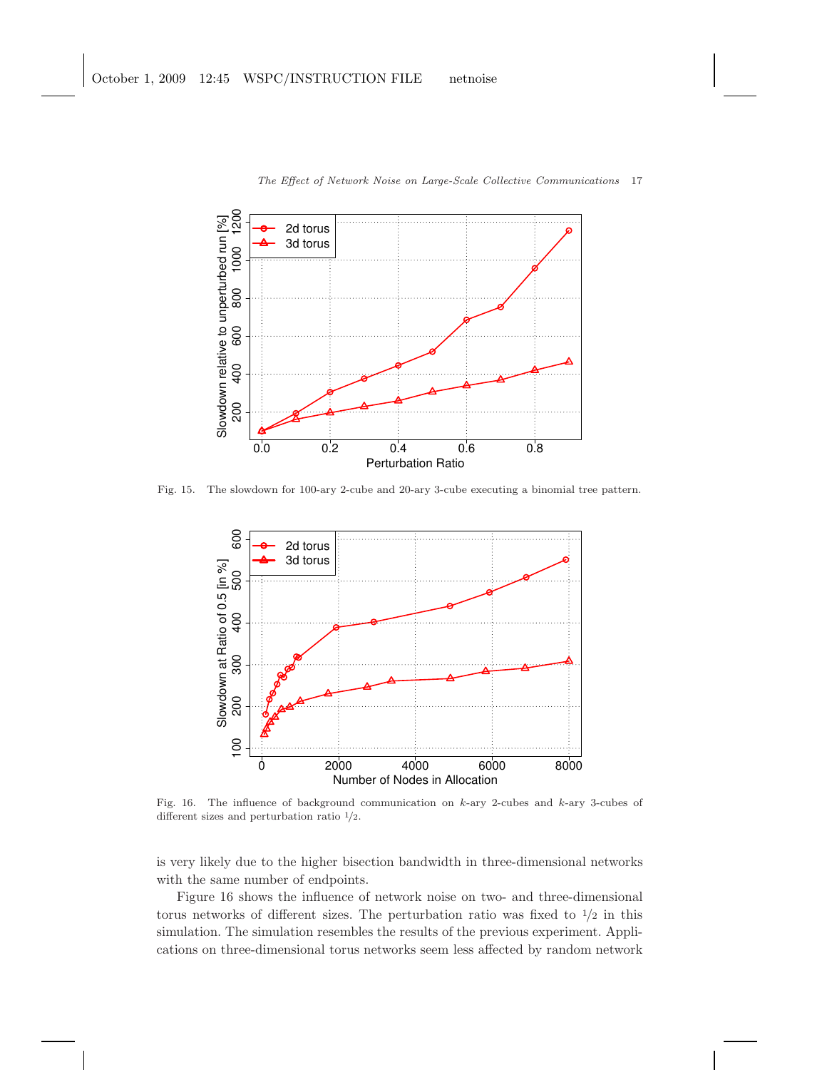Fig. 15. The slowdown for 100-ary 2-cube and 20-ary 3-cube executing a binomial tree pattern.

Fig. 16. The influence of background communication on $k$-ary 2-cubes and $k$-ary 3-cubes of different sizes and perturbation ratio $1/2$.

is very likely due to the higher bisection bandwidth in three-dimensional networks with the same number of endpoints.

Figure 16 shows the influence of network noise on two- and three-dimensional torus networks of different sizes. The perturbation ratio was fixed to $1/2$ in this simulation. The simulation resembles the results of the previous experiment. Applications on three-dimensional torus networks seem less affected by random network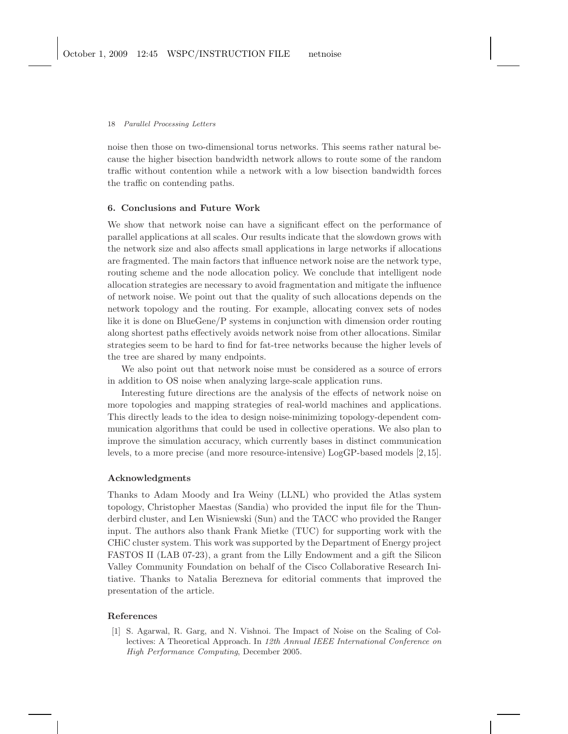noise then those on two-dimensional torus networks. This seems rather natural because the higher bisection bandwidth network allows to route some of the random traffic without contention while a network with a low bisection bandwidth forces the traffic on contending paths.

## 6. Conclusions and Future Work

We show that network noise can have a significant effect on the performance of parallel applications at all scales. Our results indicate that the slowdown grows with the network size and also affects small applications in large networks if allocations are fragmented. The main factors that influence network noise are the network type, routing scheme and the node allocation policy. We conclude that intelligent node allocation strategies are necessary to avoid fragmentation and mitigate the influence of network noise. We point out that the quality of such allocations depends on the network topology and the routing. For example, allocating convex sets of nodes like it is done on BlueGene/P systems in conjunction with dimension order routing along shortest paths effectively avoids network noise from other allocations. Similar strategies seem to be hard to find for fat-tree networks because the higher levels of the tree are shared by many endpoints.

We also point out that network noise must be considered as a source of errors in addition to OS noise when analyzing large-scale application runs.

Interesting future directions are the analysis of the effects of network noise on more topologies and mapping strategies of real-world machines and applications. This directly leads to the idea to design noise-minimizing topology-dependent communication algorithms that could be used in collective operations. We also plan to improve the simulation accuracy, which currently bases in distinct communication levels, to a more precise (and more resource-intensive) LogGP-based models [2, 15].

### Acknowledgments

Thanks to Adam Moody and Ira Weiny (LLNL) who provided the Atlas system topology, Christopher Maestas (Sandia) who provided the input file for the Thunderbird cluster, and Len Wisniewski (Sun) and the TACC who provided the Ranger input. The authors also thank Frank Mietke (TUC) for supporting work with the CHiC cluster system. This work was supported by the Department of Energy project FASTOS II (LAB 07-23), a grant from the Lilly Endowment and a gift the Silicon Valley Community Foundation on behalf of the Cisco Collaborative Research Initiative. Thanks to Natalia Berezneva for editorial comments that improved the presentation of the article.

### References

[1] S. Agarwal, R. Garg, and N. Vishnoi. The Impact of Noise on the Scaling of Collectives: A Theoretical Approach. In *12th Annual IEEE International Conference on High Performance Computing*, December 2005.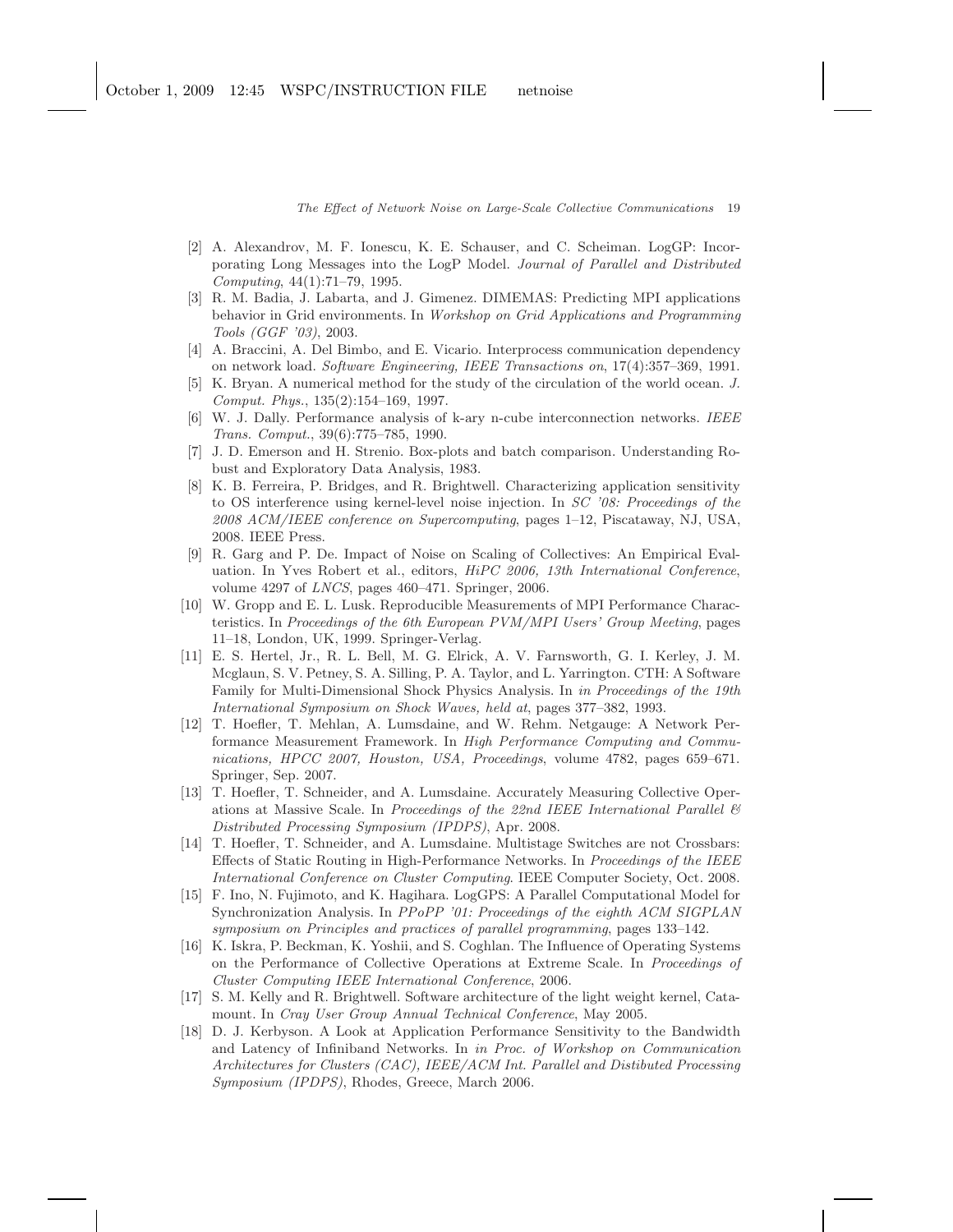[2] A. Alexandrov, M. F. Ionescu, K. E. Schauser, and C. Scheiman. LogGP: Incorporating Long Messages into the LogP Model. *Journal of Parallel and Distributed Computing*, 44(1):71–79, 1995.

[3] R. M. Badia, J. Labarta, and J. Gimenez. DIMEMAS: Predicting MPI applications behavior in Grid environments. In *Workshop on Grid Applications and Programming Tools (GGF '03)*, 2003.

[4] A. Braccini, A. Del Bimbo, and E. Vicario. Interprocess communication dependency on network load. *Software Engineering, IEEE Transactions on*, 17(4):357–369, 1991.

[5] K. Bryan. A numerical method for the study of the circulation of the world ocean. *J. Comput. Phys.*, 135(2):154–169, 1997.

[6] W. J. Dally. Performance analysis of k-ary n-cube interconnection networks. *IEEE Trans. Comput.*, 39(6):775–785, 1990.

[7] J. D. Emerson and H. Strenio. Box-plots and batch comparison. Understanding Robust and Exploratory Data Analysis, 1983.

[8] K. B. Ferreira, P. Bridges, and R. Brightwell. Characterizing application sensitivity to OS interference using kernel-level noise injection. In *SC '08: Proceedings of the 2008 ACM/IEEE conference on Supercomputing*, pages 1–12, Piscataway, NJ, USA, 2008. IEEE Press.

[9] R. Garg and P. De. Impact of Noise on Scaling of Collectives: An Empirical Evaluation. In Yves Robert et al., editors, *HiPC 2006, 13th International Conference*, volume 4297 of *LNCS*, pages 460–471. Springer, 2006.

[10] W. Gropp and E. L. Lusk. Reproducible Measurements of MPI Performance Characteristics. In *Proceedings of the 6th European PVM/MPI Users' Group Meeting*, pages 11–18, London, UK, 1999. Springer-Verlag.

[11] E. S. Hertel, Jr., R. L. Bell, M. G. Elrick, A. V. Farnsworth, G. I. Kerley, J. M. Mcglaun, S. V. Petney, S. A. Silling, P. A. Taylor, and L. Yarrington. CTH: A Software Family for Multi-Dimensional Shock Physics Analysis. In *in Proceedings of the 19th International Symposium on Shock Waves, held at*, pages 377–382, 1993.

[12] T. Hoefler, T. Mehlan, A. Lumsdaine, and W. Rehm. Netgauge: A Network Performance Measurement Framework. In *High Performance Computing and Communications, HPCC 2007, Houston, USA, Proceedings*, volume 4782, pages 659–671. Springer, Sep. 2007.

[13] T. Hoefler, T. Schneider, and A. Lumsdaine. Accurately Measuring Collective Operations at Massive Scale. In *Proceedings of the 22nd IEEE International Parallel & Distributed Processing Symposium (IPDPS)*, Apr. 2008.

[14] T. Hoefler, T. Schneider, and A. Lumsdaine. Multistage Switches are not Crossbars: Effects of Static Routing in High-Performance Networks. In *Proceedings of the IEEE International Conference on Cluster Computing*. IEEE Computer Society, Oct. 2008.

[15] F. Ino, N. Fujimoto, and K. Hagihara. LogGPS: A Parallel Computational Model for Synchronization Analysis. In *PPoPP '01: Proceedings of the eighth ACM SIGPLAN symposium on Principles and practices of parallel programming*, pages 133–142.

[16] K. Iskra, P. Beckman, K. Yoshii, and S. Coghlan. The Influence of Operating Systems on the Performance of Collective Operations at Extreme Scale. In *Proceedings of Cluster Computing IEEE International Conference*, 2006.

[17] S. M. Kelly and R. Brightwell. Software architecture of the light weight kernel, Catamount. In *Cray User Group Annual Technical Conference*, May 2005.

[18] D. J. Kerbyson. A Look at Application Performance Sensitivity to the Bandwidth and Latency of Infiniband Networks. In *in Proc. of Workshop on Communication Architectures for Clusters (CAC), IEEE/ACM Int. Parallel and Distibuted Processing Symposium (IPDPS)*, Rhodes, Greece, March 2006.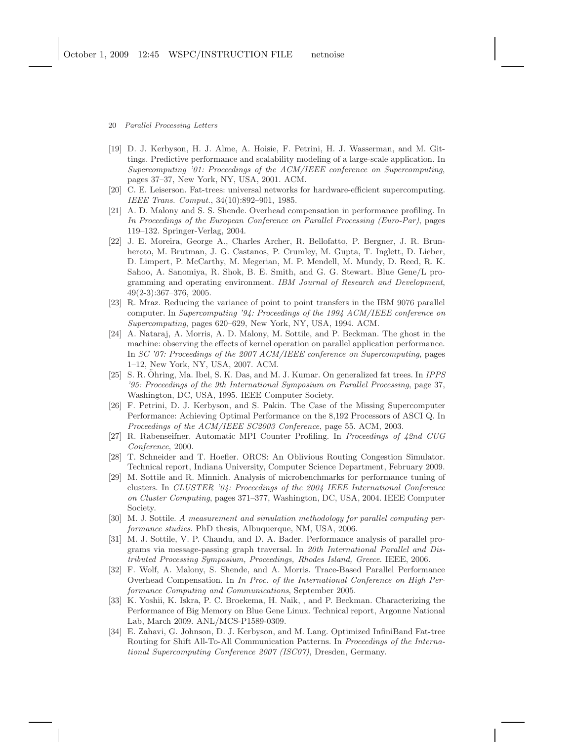[19] D. J. Kerbyson, H. J. Alme, A. Hoisie, F. Petrini, H. J. Wasserman, and M. Gittings. Predictive performance and scalability modeling of a large-scale application. In *Supercomputing '01: Proceedings of the ACM/IEEE conference on Supercomputing*, pages 37–37, New York, NY, USA, 2001. ACM.

[20] C. E. Leiserson. Fat-trees: universal networks for hardware-efficient supercomputing. *IEEE Trans. Comput.*, 34(10):892–901, 1985.

[21] A. D. Malony and S. S. Shende. Overhead compensation in performance profiling. In *In Proceedings of the European Conference on Parallel Processing (Euro-Par)*, pages 119–132. Springer-Verlag, 2004.

[22] J. E. Moreira, George A., Charles Archer, R. Bellofatto, P. Bergner, J. R. Brunheroto, M. Brutman, J. G. Castanos, P. Crumley, M. Gupta, T. Inglett, D. Lieber, D. Limpert, P. McCarthy, M. Megerian, M. P. Mendell, M. Mundy, D. Reed, R. K. Sahoo, A. Sanomiya, R. Shok, B. E. Smith, and G. G. Stewart. Blue Gene/L programming and operating environment. *IBM Journal of Research and Development*, 49(2-3):367–376, 2005.

[23] R. Mraz. Reducing the variance of point to point transfers in the IBM 9076 parallel computer. In *Supercomputing '94: Proceedings of the 1994 ACM/IEEE conference on Supercomputing*, pages 620–629, New York, NY, USA, 1994. ACM.

[24] A. Nataraj, A. Morris, A. D. Malony, M. Sottile, and P. Beckman. The ghost in the machine: observing the effects of kernel operation on parallel application performance. In *SC '07: Proceedings of the 2007 ACM/IEEE conference on Supercomputing*, pages 1–12, New York, NY, USA, 2007. ACM.

[25] S. R. Öhring, Ma. Ibel, S. K. Das, and M. J. Kumar. On generalized fat trees. In *IPPS '95: Proceedings of the 9th International Symposium on Parallel Processing*, page 37, Washington, DC, USA, 1995. IEEE Computer Society.

[26] F. Petrini, D. J. Kerbyson, and S. Pakin. The Case of the Missing Supercomputer Performance: Achieving Optimal Performance on the 8,192 Processors of ASCI Q. In *Proceedings of the ACM/IEEE SC2003 Conference*, page 55. ACM, 2003.

[27] R. Rabenseifner. Automatic MPI Counter Profiling. In *Proceedings of 42nd CUG Conference*, 2000.

[28] T. Schneider and T. Hoefler. ORCS: An Oblivious Routing Congestion Simulator. Technical report, Indiana University, Computer Science Department, February 2009.

[29] M. Sottile and R. Minnich. Analysis of microbenchmarks for performance tuning of clusters. In *CLUSTER '04: Proceedings of the 2004 IEEE International Conference on Cluster Computing*, pages 371–377, Washington, DC, USA, 2004. IEEE Computer Society.

[30] M. J. Sottile. *A measurement and simulation methodology for parallel computing performance studies*. PhD thesis, Albuquerque, NM, USA, 2006.

[31] M. J. Sottile, V. P. Chandu, and D. A. Bader. Performance analysis of parallel programs via message-passing graph traversal. In *20th International Parallel and Distributed Processing Symposium, Proceedings, Rhodes Island, Greece*. IEEE, 2006.

[32] F. Wolf, A. Malony, S. Shende, and A. Morris. Trace-Based Parallel Performance Overhead Compensation. In *In Proc. of the International Conference on High Performance Computing and Communications*, September 2005.

[33] K. Yoshii, K. Iskra, P. C. Broekema, H. Naik, , and P. Beckman. Characterizing the Performance of Big Memory on Blue Gene Linux. Technical report, Argonne National Lab, March 2009. ANL/MCS-P1589-0309.

[34] E. Zahavi, G. Johnson, D. J. Kerbyson, and M. Lang. Optimized InfiniBand Fat-tree Routing for Shift All-To-All Communication Patterns. In *Proceedings of the International Supercomputing Conference 2007 (ISC07)*, Dresden, Germany.